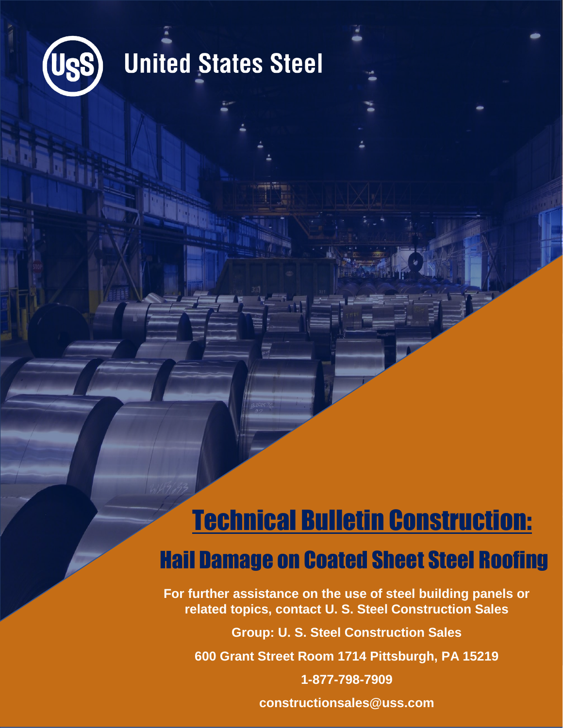United States Steel

# Technical Bulletin Construction:

## Hail Damage on Coated Sheet Steel Roofing

**For further assistance on the use of steel building panels or related topics, contact U. S. Steel Construction Sales**

**Group: U. S. Steel Construction Sales**

**600 Grant Street Room 1714 Pittsburgh, PA 15219**

**1-877-798-7909**

**constructionsales@uss.com**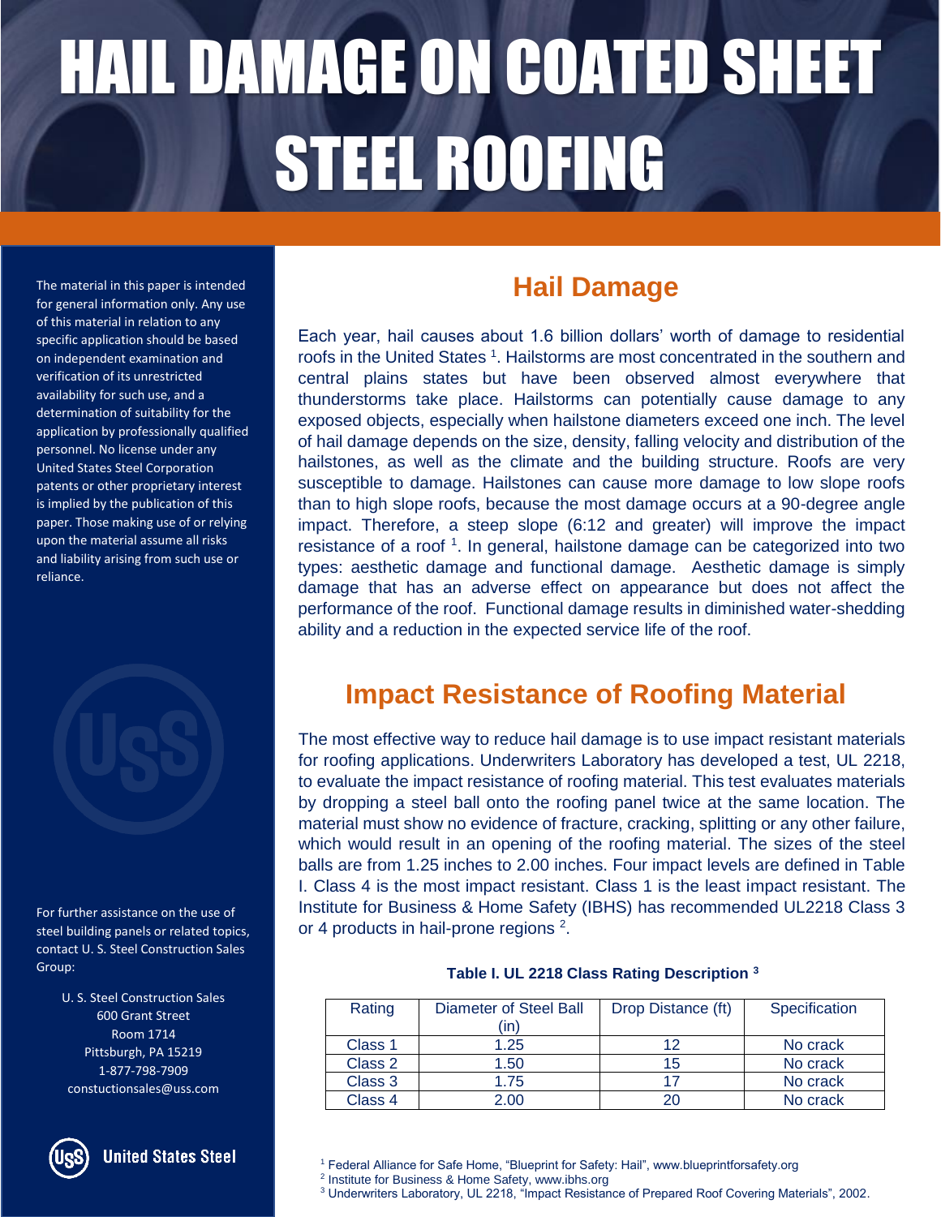# HAIL DAMAGE ON COATED SHEET STEEL ROOFING

The material in this paper is intended for general information only. Any use of this material in relation to any specific application should be based on independent examination and verification of its unrestricted availability for such use, and a determination of suitability for the application by professionally qualified personnel. No license under any United States Steel Corporation patents or other proprietary interest is implied by the publication of this paper. Those making use of or relying upon the material assume all risks and liability arising from such use or reliance.

For further assistance on the use of steel building panels or related topics, contact U. S. Steel Construction Sales Group:

U. S. Steel Construction Sales
600 Grant Street
Room 1714
Pittsburgh, PA 15219
1-877-798-7909
constuctionsales@uss.com

United States Steel

## Hail Damage

Each year, hail causes about 1.6 billion dollars' worth of damage to residential roofs in the United States [1]. Hailstorms are most concentrated in the southern and central plains states but have been observed almost everywhere that thunderstorms take place. Hailstorms can potentially cause damage to any exposed objects, especially when hailstone diameters exceed one inch. The level of hail damage depends on the size, density, falling velocity and distribution of the hailstones, as well as the climate and the building structure. Roofs are very susceptible to damage. Hailstones can cause more damage to low slope roofs than to high slope roofs, because the most damage occurs at a 90-degree angle impact. Therefore, a steep slope (6:12 and greater) will improve the impact resistance of a roof [1]. In general, hailstone damage can be categorized into two types: aesthetic damage and functional damage. Aesthetic damage is simply damage that has an adverse effect on appearance but does not affect the performance of the roof. Functional damage results in diminished water-shedding ability and a reduction in the expected service life of the roof.

## Impact Resistance of Roofing Material

The most effective way to reduce hail damage is to use impact resistant materials for roofing applications. Underwriters Laboratory has developed a test, UL 2218, to evaluate the impact resistance of roofing material. This test evaluates materials by dropping a steel ball onto the roofing panel twice at the same location. The material must show no evidence of fracture, cracking, splitting or any other failure, which would result in an opening of the roofing material. The sizes of the steel balls are from 1.25 inches to 2.00 inches. Four impact levels are defined in Table I. Class 4 is the most impact resistant. Class 1 is the least impact resistant. The Institute for Business & Home Safety (IBHS) has recommended UL2218 Class 3 or 4 products in hail-prone regions [2].

**Table I. UL 2218 Class Rating Description [3]**

| Rating | Diameter of Steel Ball (in) | Drop Distance (ft) | Specification |
|---|---|---|---|
| Class 1 | 1.25 | 12 | No crack |
| Class 2 | 1.50 | 15 | No crack |
| Class 3 | 1.75 | 17 | No crack |
| Class 4 | 2.00 | 20 | No crack |

[1] Federal Alliance for Safe Home, "Blueprint for Safety: Hail", www.blueprintforsafety.org

[2] Institute for Business & Home Safety, www.ibhs.org

[3] Underwriters Laboratory, UL 2218, "Impact Resistance of Prepared Roof Covering Materials", 2002.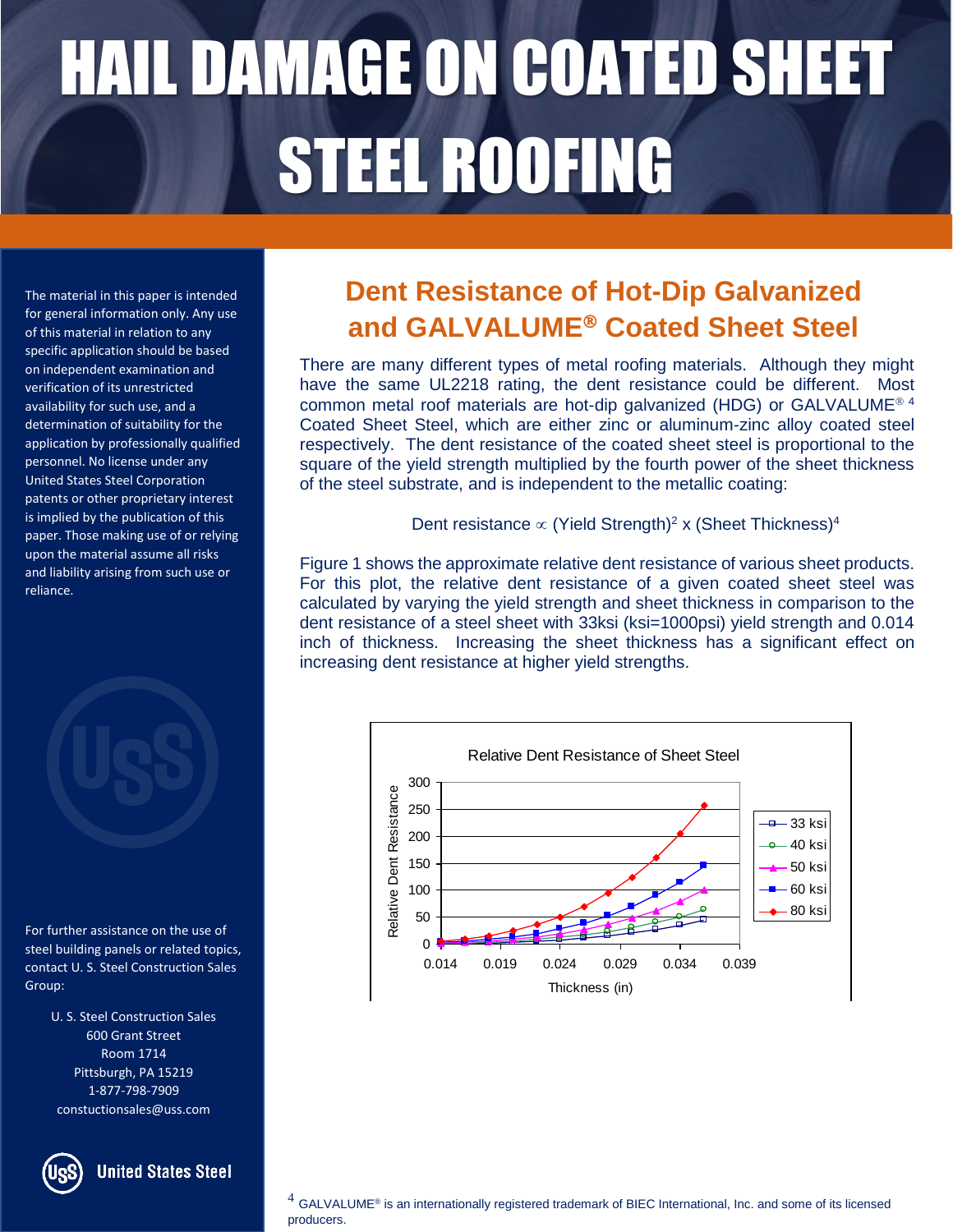# HAIL DAMAGE ON COATED SHEET STEEL ROOFING

The material in this paper is intended for general information only. Any use of this material in relation to any specific application should be based on independent examination and verification of its unrestricted availability for such use, and a determination of suitability for the application by professionally qualified personnel. No license under any United States Steel Corporation patents or other proprietary interest is implied by the publication of this paper. Those making use of or relying upon the material assume all risks and liability arising from such use or reliance.

For further assistance on the use of steel building panels or related topics, contact U. S. Steel Construction Sales Group:

U. S. Steel Construction Sales
600 Grant Street
Room 1714
Pittsburgh, PA 15219
1-877-798-7909
constuctionsales@uss.com

## Dent Resistance of Hot-Dip Galvanized and GALVALUME® Coated Sheet Steel

There are many different types of metal roofing materials. Although they might have the same UL2218 rating, the dent resistance could be different. Most common metal roof materials are hot-dip galvanized (HDG) or GALVALUME® [4] Coated Sheet Steel, which are either zinc or aluminum-zinc alloy coated steel respectively. The dent resistance of the coated sheet steel is proportional to the square of the yield strength multiplied by the fourth power of the sheet thickness of the steel substrate, and is independent to the metallic coating:

$$\text{Dent resistance} \propto (\text{Yield Strength})^2 \times (\text{Sheet Thickness})^4$$

Figure 1 shows the approximate relative dent resistance of various sheet products. For this plot, the relative dent resistance of a given coated sheet steel was calculated by varying the yield strength and sheet thickness in comparison to the dent resistance of a steel sheet with 33ksi (ksi=1000psi) yield strength and 0.014 inch of thickness. Increasing the sheet thickness has a significant effect on increasing dent resistance at higher yield strengths.

Relative Dent Resistance of Sheet Steel

[4] GALVALUME® is an internationally registered trademark of BIEC International, Inc. and some of its licensed producers.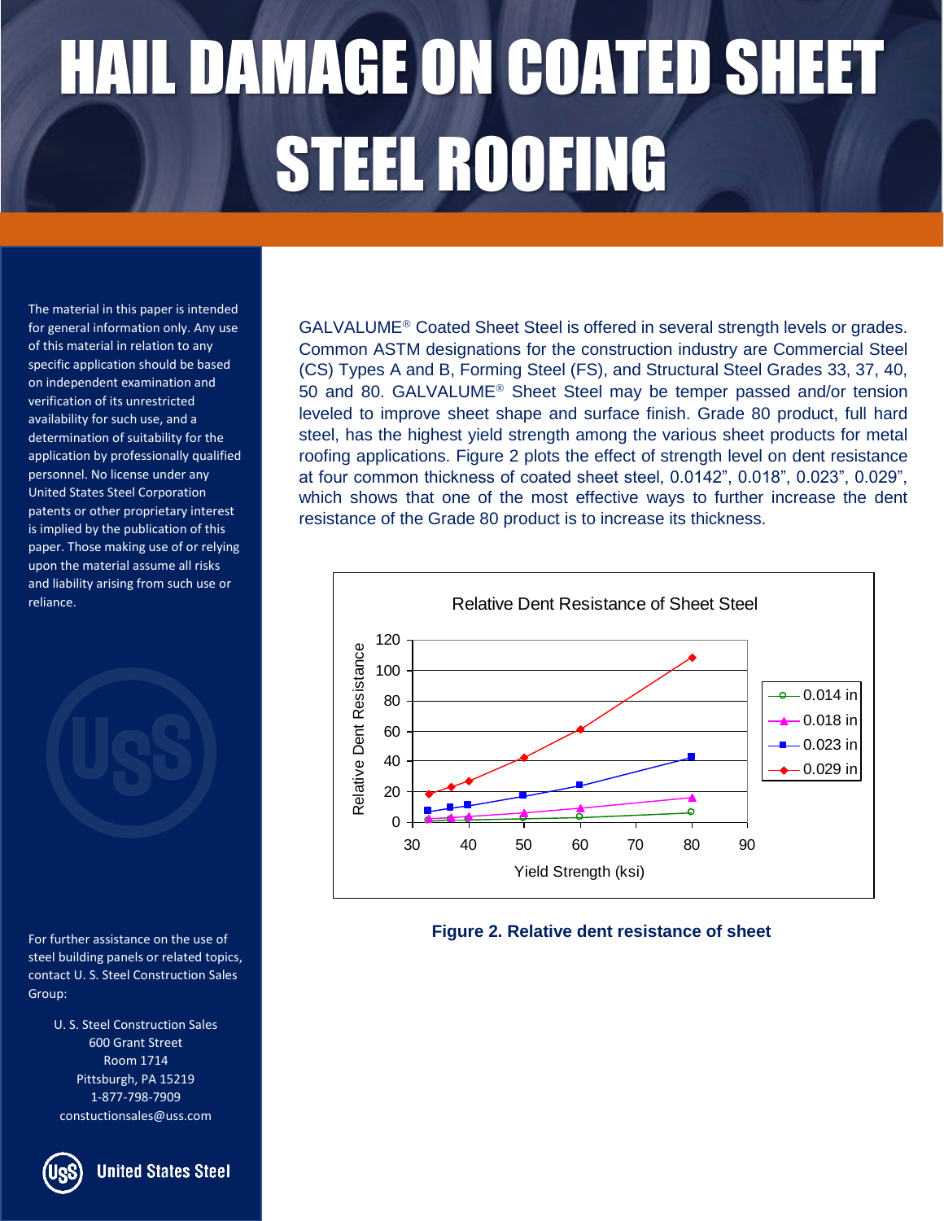# HAIL DAMAGE ON COATED SHEET STEEL ROOFING

The material in this paper is intended for general information only. Any use of this material in relation to any specific application should be based on independent examination and verification of its unrestricted availability for such use, and a determination of suitability for the application by professionally qualified personnel. No license under any United States Steel Corporation patents or other proprietary interest is implied by the publication of this paper. Those making use of or relying upon the material assume all risks and liability arising from such use or reliance.

For further assistance on the use of steel building panels or related topics, contact U. S. Steel Construction Sales Group:

U. S. Steel Construction Sales
600 Grant Street
Room 1714
Pittsburgh, PA 15219
1-877-798-7909
constuctionsales@uss.com

United States Steel

GALVALUME® Coated Sheet Steel is offered in several strength levels or grades. Common ASTM designations for the construction industry are Commercial Steel (CS) Types A and B, Forming Steel (FS), and Structural Steel Grades 33, 37, 40, 50 and 80. GALVALUME® Sheet Steel may be temper passed and/or tension leveled to improve sheet shape and surface finish. Grade 80 product, full hard steel, has the highest yield strength among the various sheet products for metal roofing applications. Figure 2 plots the effect of strength level on dent resistance at four common thickness of coated sheet steel, 0.0142", 0.018", 0.023", 0.029", which shows that one of the most effective ways to further increase the dent resistance of the Grade 80 product is to increase its thickness.

Relative Dent Resistance of Sheet Steel

Relative Dent Resistance

120
100
80
60
40
20
0

30 40 50 60 70 80 90

Yield Strength (ksi)

0.014 in
0.018 in
0.023 in
0.029 in

**Figure 2. Relative dent resistance of sheet**